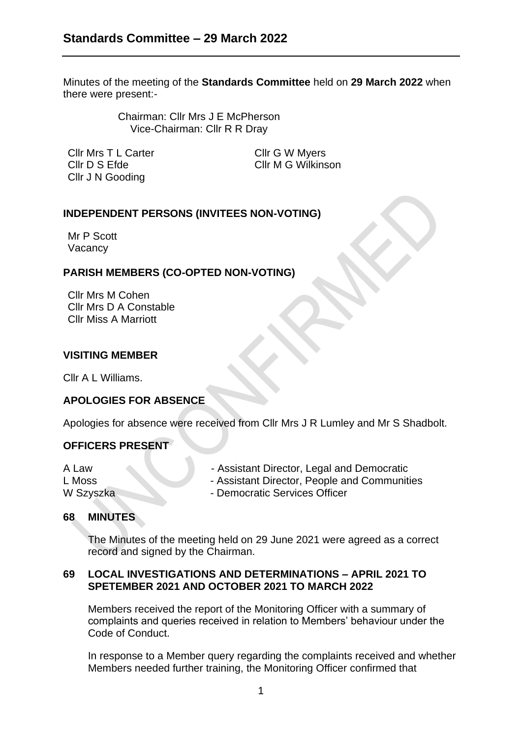# Standards Committee – 29 March 2022

Minutes of the meeting of the **Standards Committee** held on **29 March 2022** when there were present:-

Chairman: Cllr Mrs J E McPherson
Vice-Chairman: Cllr R R Dray

Cllr Mrs T L Carter
Cllr D S Efde
Cllr J N Gooding
Cllr G W Myers
Cllr M G Wilkinson

## INDEPENDENT PERSONS (INVITEES NON-VOTING)

Mr P Scott
Vacancy

## PARISH MEMBERS (CO-OPTED NON-VOTING)

Cllr Mrs M Cohen
Cllr Mrs D A Constable
Cllr Miss A Marriott

## VISITING MEMBER

Cllr A L Williams.

## APOLOGIES FOR ABSENCE

Apologies for absence were received from Cllr Mrs J R Lumley and Mr S Shadbolt.

## OFFICERS PRESENT

A Law - Assistant Director, Legal and Democratic
L Moss - Assistant Director, People and Communities
W Szyszka - Democratic Services Officer

## 68 MINUTES

The Minutes of the meeting held on 29 June 2021 were agreed as a correct record and signed by the Chairman.

## 69 LOCAL INVESTIGATIONS AND DETERMINATIONS – APRIL 2021 TO SPETEMBER 2021 AND OCTOBER 2021 TO MARCH 2022

Members received the report of the Monitoring Officer with a summary of complaints and queries received in relation to Members' behaviour under the Code of Conduct.

In response to a Member query regarding the complaints received and whether Members needed further training, the Monitoring Officer confirmed that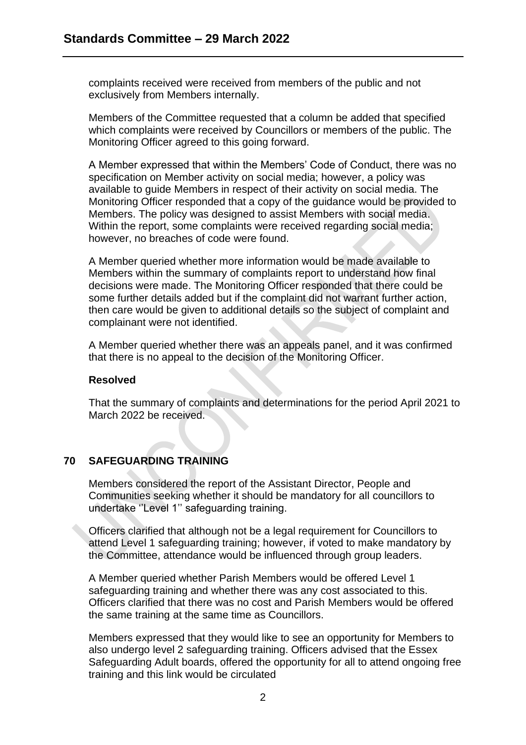complaints received were received from members of the public and not exclusively from Members internally.

Members of the Committee requested that a column be added that specified which complaints were received by Councillors or members of the public. The Monitoring Officer agreed to this going forward.

A Member expressed that within the Members' Code of Conduct, there was no specification on Member activity on social media; however, a policy was available to guide Members in respect of their activity on social media. The Monitoring Officer responded that a copy of the guidance would be provided to Members. The policy was designed to assist Members with social media. Within the report, some complaints were received regarding social media; however, no breaches of code were found.

A Member queried whether more information would be made available to Members within the summary of complaints report to understand how final decisions were made. The Monitoring Officer responded that there could be some further details added but if the complaint did not warrant further action, then care would be given to additional details so the subject of complaint and complainant were not identified.

A Member queried whether there was an appeals panel, and it was confirmed that there is no appeal to the decision of the Monitoring Officer.

**Resolved**

That the summary of complaints and determinations for the period April 2021 to March 2022 be received.

## 70 SAFEGUARDING TRAINING

Members considered the report of the Assistant Director, People and Communities seeking whether it should be mandatory for all councillors to undertake ''Level 1'' safeguarding training.

Officers clarified that although not be a legal requirement for Councillors to attend Level 1 safeguarding training; however, if voted to make mandatory by the Committee, attendance would be influenced through group leaders.

A Member queried whether Parish Members would be offered Level 1 safeguarding training and whether there was any cost associated to this. Officers clarified that there was no cost and Parish Members would be offered the same training at the same time as Councillors.

Members expressed that they would like to see an opportunity for Members to also undergo level 2 safeguarding training. Officers advised that the Essex Safeguarding Adult boards, offered the opportunity for all to attend ongoing free training and this link would be circulated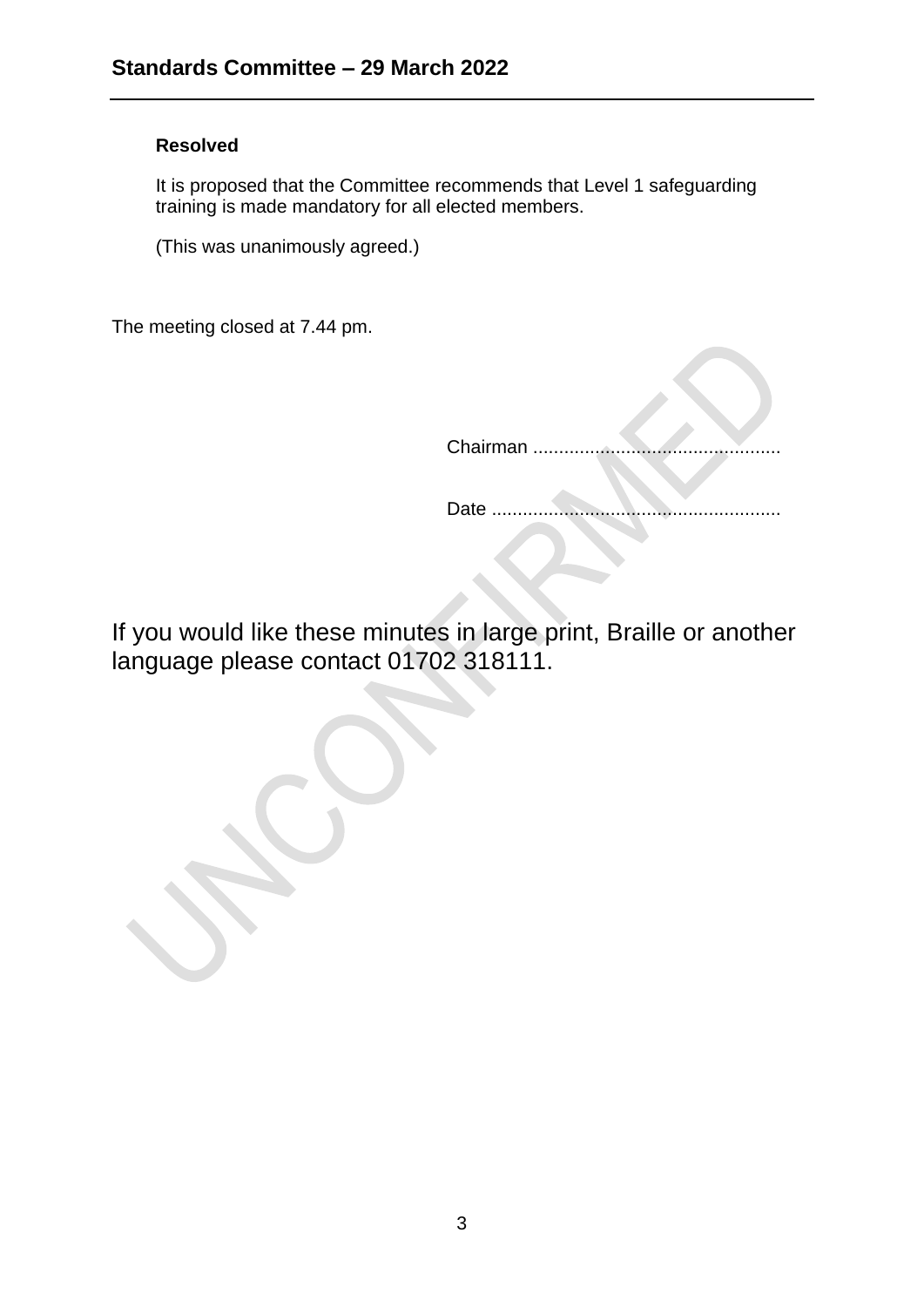**Resolved**

It is proposed that the Committee recommends that Level 1 safeguarding training is made mandatory for all elected members.

(This was unanimously agreed.)

The meeting closed at 7.44 pm.

Chairman ................................................

Date .......................................................

If you would like these minutes in large print, Braille or another language please contact 01702 318111.